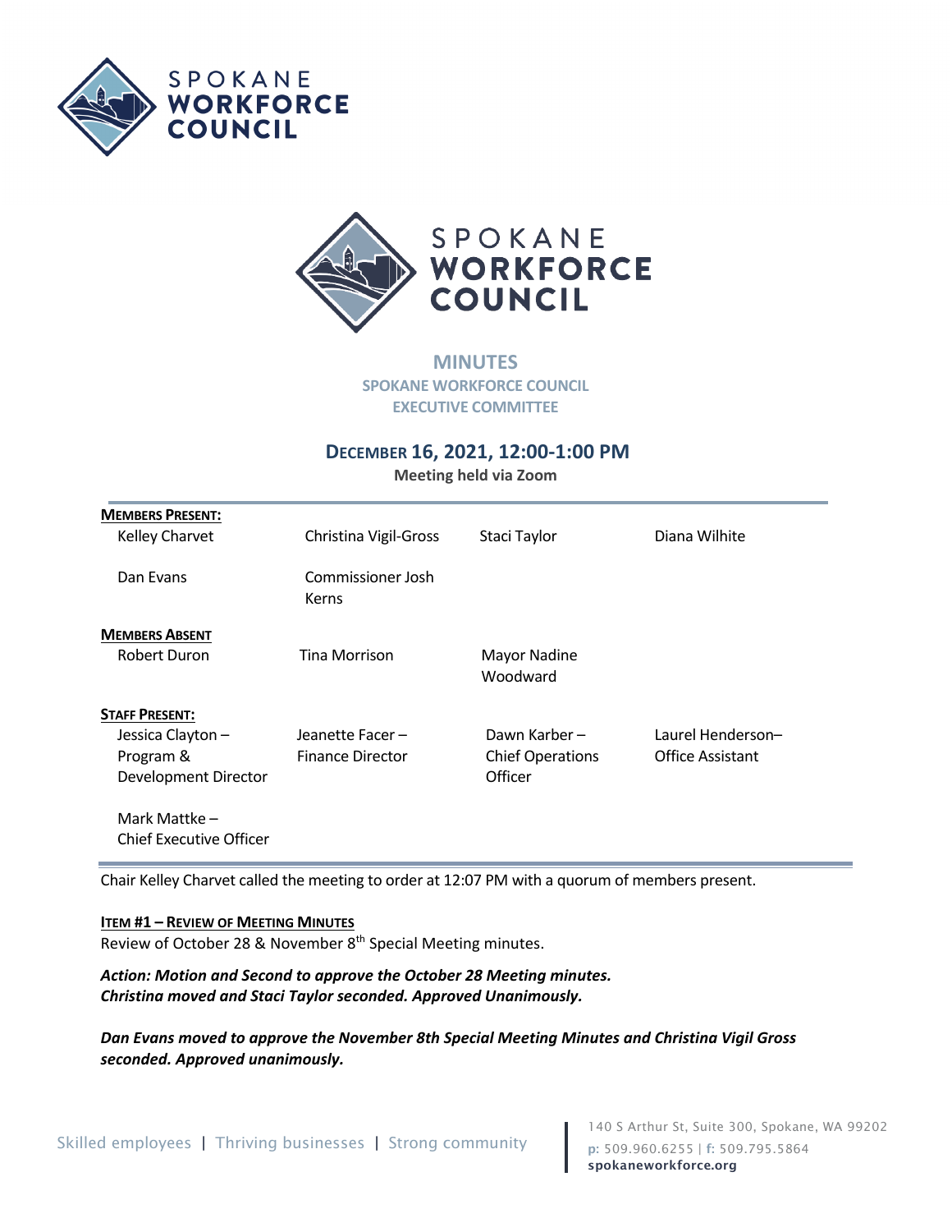# MINUTES

## SPOKANE WORKFORCE COUNCIL
## EXECUTIVE COMMITTEE

### DECEMBER 16, 2021, 12:00-1:00 PM

**Meeting held via Zoom**

**MEMBERS PRESENT:**

| | | | |
|---|---|---|---|
| Kelley Charvet | Christina Vigil-Gross | Staci Taylor | Diana Wilhite |
| Dan Evans | Commissioner Josh Kerns | | |

**MEMBERS ABSENT**

| | | |
|---|---|---|
| Robert Duron | Tina Morrison | Mayor Nadine Woodward |

**STAFF PRESENT:**

| | | | |
|---|---|---|---|
| Jessica Clayton – Program & Development Director | Jeanette Facer – Finance Director | Dawn Karber – Chief Operations Officer | Laurel Henderson– Office Assistant |
| Mark Mattke – Chief Executive Officer | | | |

Chair Kelley Charvet called the meeting to order at 12:07 PM with a quorum of members present.

**ITEM #1 – REVIEW OF MEETING MINUTES**

Review of October 28 & November 8th Special Meeting minutes.

***Action: Motion and Second to approve the October 28 Meeting minutes. Christina moved and Staci Taylor seconded. Approved Unanimously.***

***Dan Evans moved to approve the November 8th Special Meeting Minutes and Christina Vigil Gross seconded. Approved unanimously.***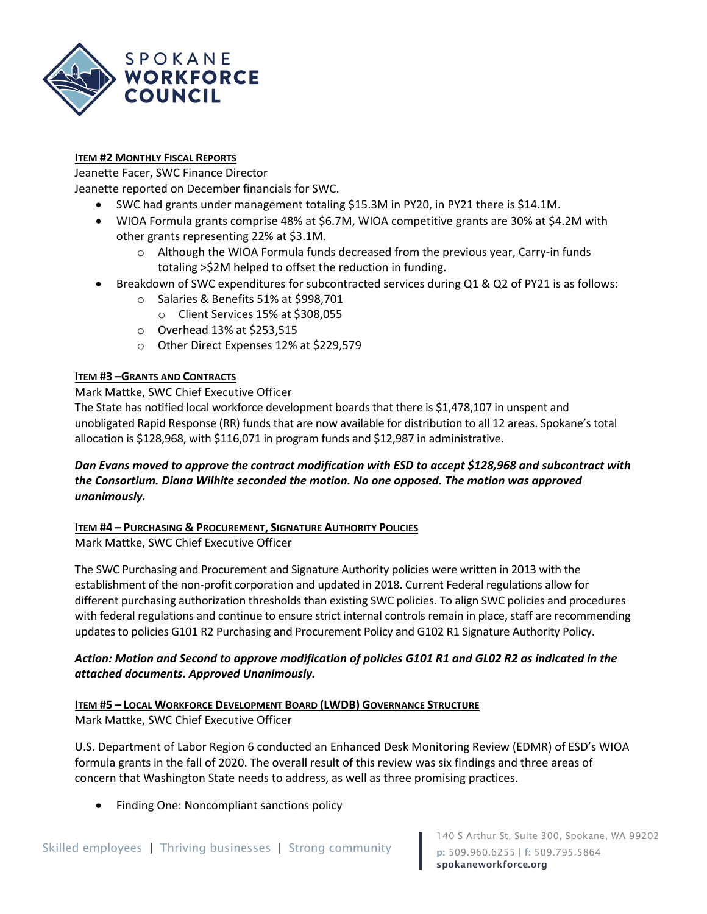**ITEM #2 MONTHLY FISCAL REPORTS**

Jeanette Facer, SWC Finance Director

Jeanette reported on December financials for SWC.

- SWC had grants under management totaling $15.3M in PY20, in PY21 there is $14.1M.
- WIOA Formula grants comprise 48% at $6.7M, WIOA competitive grants are 30% at $4.2M with other grants representing 22% at $3.1M.
  - Although the WIOA Formula funds decreased from the previous year, Carry-in funds totaling >$2M helped to offset the reduction in funding.
- Breakdown of SWC expenditures for subcontracted services during Q1 & Q2 of PY21 is as follows:
  - Salaries & Benefits 51% at $998,701
    - Client Services 15% at $308,055
  - Overhead 13% at $253,515
  - Other Direct Expenses 12% at $229,579

**ITEM #3 –GRANTS AND CONTRACTS**

Mark Mattke, SWC Chief Executive Officer

The State has notified local workforce development boards that there is $1,478,107 in unspent and unobligated Rapid Response (RR) funds that are now available for distribution to all 12 areas. Spokane's total allocation is $128,968, with $116,071 in program funds and $12,987 in administrative.

***Dan Evans moved to approve the contract modification with ESD to accept $128,968 and subcontract with the Consortium. Diana Wilhite seconded the motion. No one opposed. The motion was approved unanimously.***

**ITEM #4 – PURCHASING & PROCUREMENT, SIGNATURE AUTHORITY POLICIES**

Mark Mattke, SWC Chief Executive Officer

The SWC Purchasing and Procurement and Signature Authority policies were written in 2013 with the establishment of the non-profit corporation and updated in 2018. Current Federal regulations allow for different purchasing authorization thresholds than existing SWC policies. To align SWC policies and procedures with federal regulations and continue to ensure strict internal controls remain in place, staff are recommending updates to policies G101 R2 Purchasing and Procurement Policy and G102 R1 Signature Authority Policy.

***Action: Motion and Second to approve modification of policies G101 R1 and GL02 R2 as indicated in the attached documents. Approved Unanimously.***

**ITEM #5 – LOCAL WORKFORCE DEVELOPMENT BOARD (LWDB) GOVERNANCE STRUCTURE**

Mark Mattke, SWC Chief Executive Officer

U.S. Department of Labor Region 6 conducted an Enhanced Desk Monitoring Review (EDMR) of ESD's WIOA formula grants in the fall of 2020. The overall result of this review was six findings and three areas of concern that Washington State needs to address, as well as three promising practices.

- Finding One: Noncompliant sanctions policy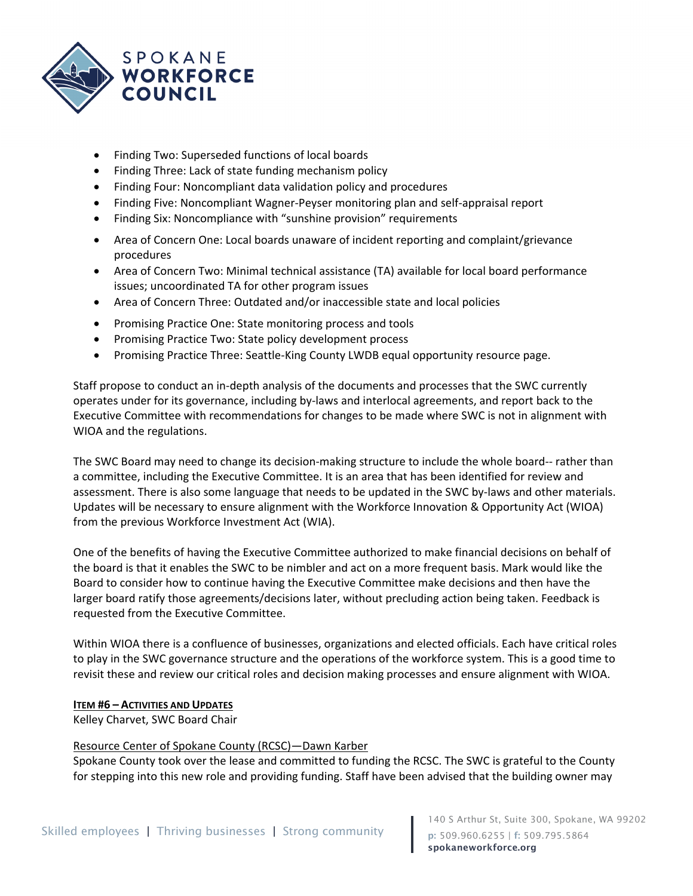- Finding Two: Superseded functions of local boards
- Finding Three: Lack of state funding mechanism policy
- Finding Four: Noncompliant data validation policy and procedures
- Finding Five: Noncompliant Wagner-Peyser monitoring plan and self-appraisal report
- Finding Six: Noncompliance with "sunshine provision" requirements

- Area of Concern One: Local boards unaware of incident reporting and complaint/grievance procedures
- Area of Concern Two: Minimal technical assistance (TA) available for local board performance issues; uncoordinated TA for other program issues
- Area of Concern Three: Outdated and/or inaccessible state and local policies

- Promising Practice One: State monitoring process and tools
- Promising Practice Two: State policy development process
- Promising Practice Three: Seattle-King County LWDB equal opportunity resource page.

Staff propose to conduct an in-depth analysis of the documents and processes that the SWC currently operates under for its governance, including by-laws and interlocal agreements, and report back to the Executive Committee with recommendations for changes to be made where SWC is not in alignment with WIOA and the regulations.

The SWC Board may need to change its decision-making structure to include the whole board-- rather than a committee, including the Executive Committee. It is an area that has been identified for review and assessment. There is also some language that needs to be updated in the SWC by-laws and other materials. Updates will be necessary to ensure alignment with the Workforce Innovation & Opportunity Act (WIOA) from the previous Workforce Investment Act (WIA).

One of the benefits of having the Executive Committee authorized to make financial decisions on behalf of the board is that it enables the SWC to be nimbler and act on a more frequent basis. Mark would like the Board to consider how to continue having the Executive Committee make decisions and then have the larger board ratify those agreements/decisions later, without precluding action being taken. Feedback is requested from the Executive Committee.

Within WIOA there is a confluence of businesses, organizations and elected officials. Each have critical roles to play in the SWC governance structure and the operations of the workforce system. This is a good time to revisit these and review our critical roles and decision making processes and ensure alignment with WIOA.

**ITEM #6 – ACTIVITIES AND UPDATES**

Kelley Charvet, SWC Board Chair

Resource Center of Spokane County (RCSC)—Dawn Karber

Spokane County took over the lease and committed to funding the RCSC. The SWC is grateful to the County for stepping into this new role and providing funding. Staff have been advised that the building owner may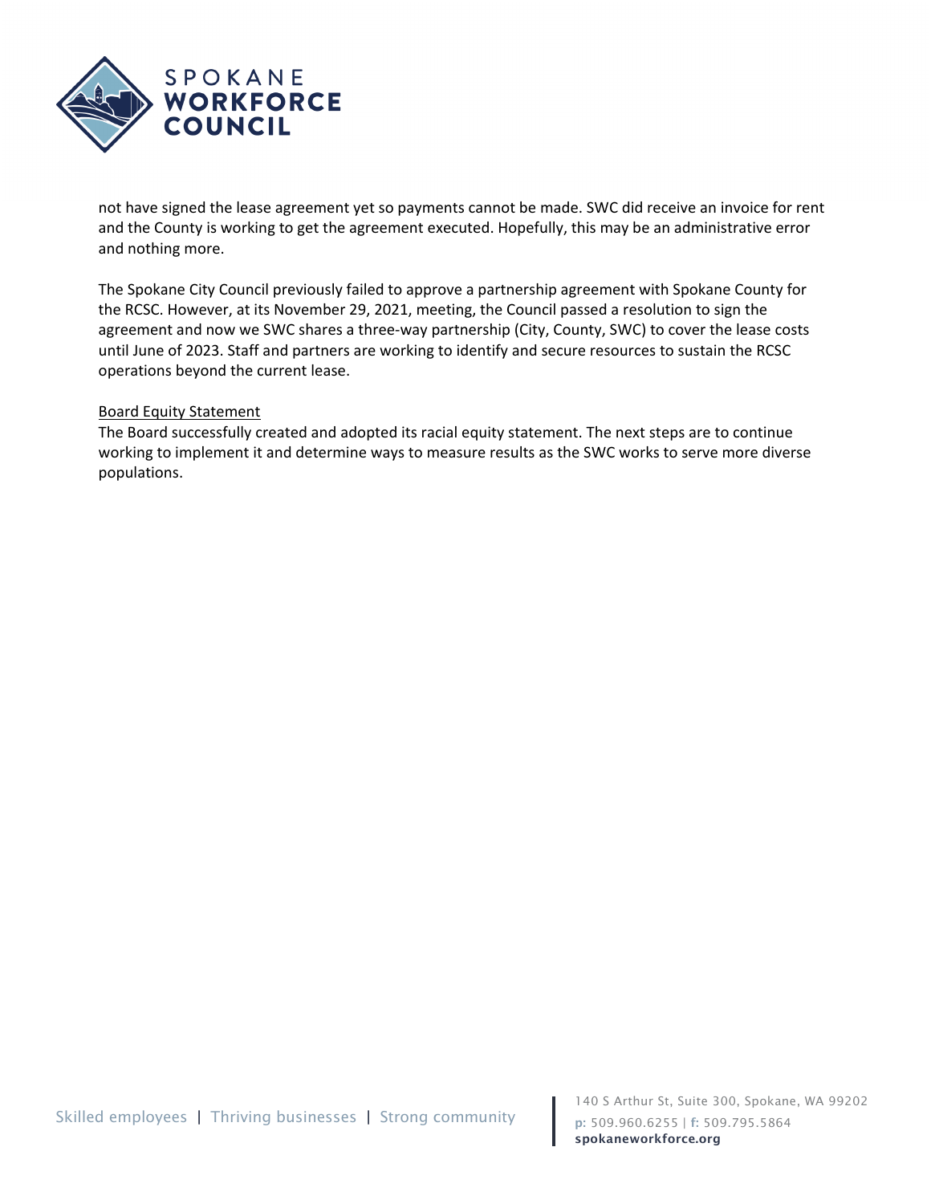not have signed the lease agreement yet so payments cannot be made. SWC did receive an invoice for rent and the County is working to get the agreement executed. Hopefully, this may be an administrative error and nothing more.

The Spokane City Council previously failed to approve a partnership agreement with Spokane County for the RCSC. However, at its November 29, 2021, meeting, the Council passed a resolution to sign the agreement and now we SWC shares a three-way partnership (City, County, SWC) to cover the lease costs until June of 2023. Staff and partners are working to identify and secure resources to sustain the RCSC operations beyond the current lease.

Board Equity Statement

The Board successfully created and adopted its racial equity statement. The next steps are to continue working to implement it and determine ways to measure results as the SWC works to serve more diverse populations.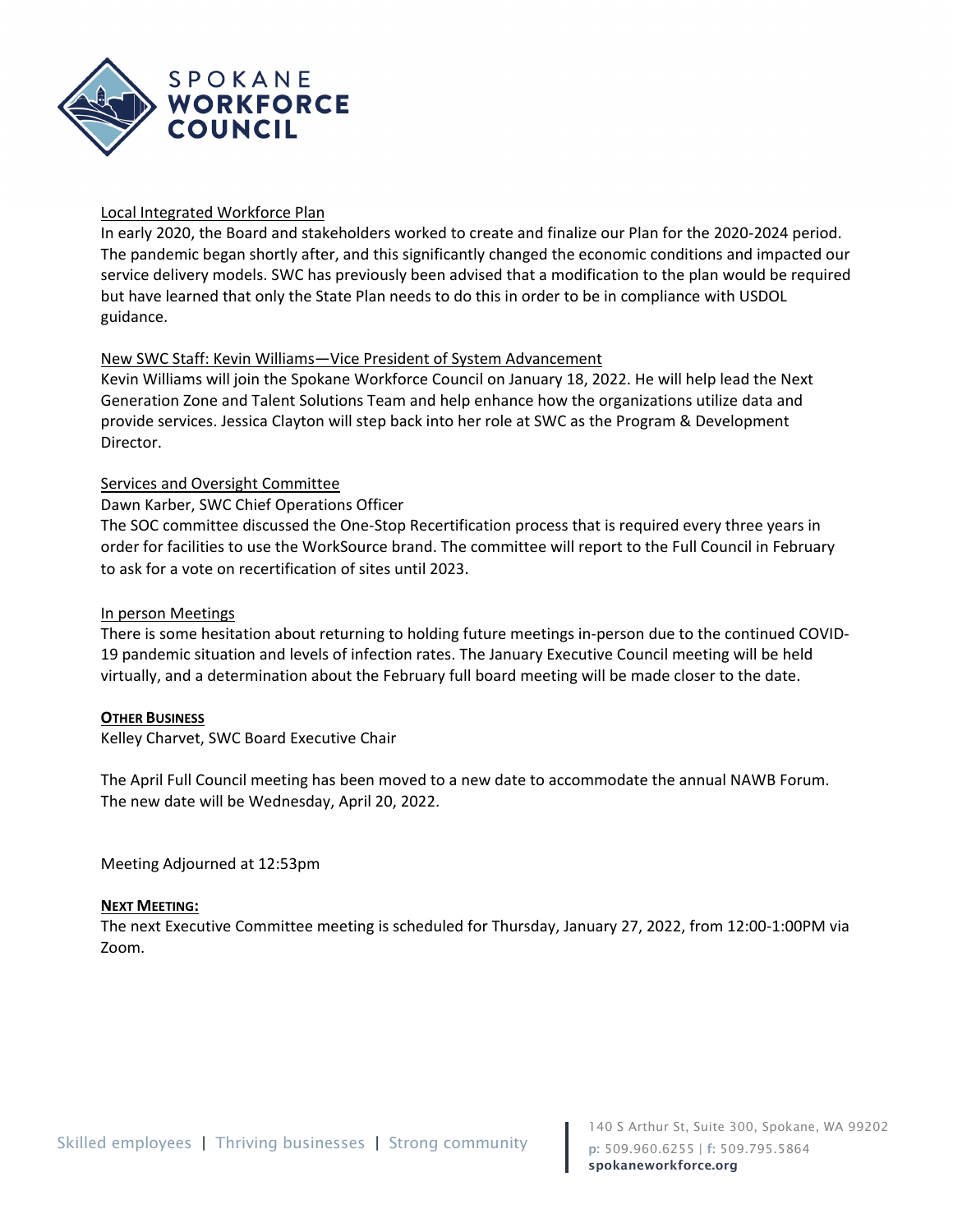Local Integrated Workforce Plan

In early 2020, the Board and stakeholders worked to create and finalize our Plan for the 2020-2024 period. The pandemic began shortly after, and this significantly changed the economic conditions and impacted our service delivery models. SWC has previously been advised that a modification to the plan would be required but have learned that only the State Plan needs to do this in order to be in compliance with USDOL guidance.

New SWC Staff: Kevin Williams—Vice President of System Advancement

Kevin Williams will join the Spokane Workforce Council on January 18, 2022. He will help lead the Next Generation Zone and Talent Solutions Team and help enhance how the organizations utilize data and provide services. Jessica Clayton will step back into her role at SWC as the Program & Development Director.

Services and Oversight Committee

Dawn Karber, SWC Chief Operations Officer

The SOC committee discussed the One-Stop Recertification process that is required every three years in order for facilities to use the WorkSource brand. The committee will report to the Full Council in February to ask for a vote on recertification of sites until 2023.

In person Meetings

There is some hesitation about returning to holding future meetings in-person due to the continued COVID-19 pandemic situation and levels of infection rates. The January Executive Council meeting will be held virtually, and a determination about the February full board meeting will be made closer to the date.

**OTHER BUSINESS**

Kelley Charvet, SWC Board Executive Chair

The April Full Council meeting has been moved to a new date to accommodate the annual NAWB Forum. The new date will be Wednesday, April 20, 2022.

Meeting Adjourned at 12:53pm

**NEXT MEETING:**

The next Executive Committee meeting is scheduled for Thursday, January 27, 2022, from 12:00-1:00PM via Zoom.